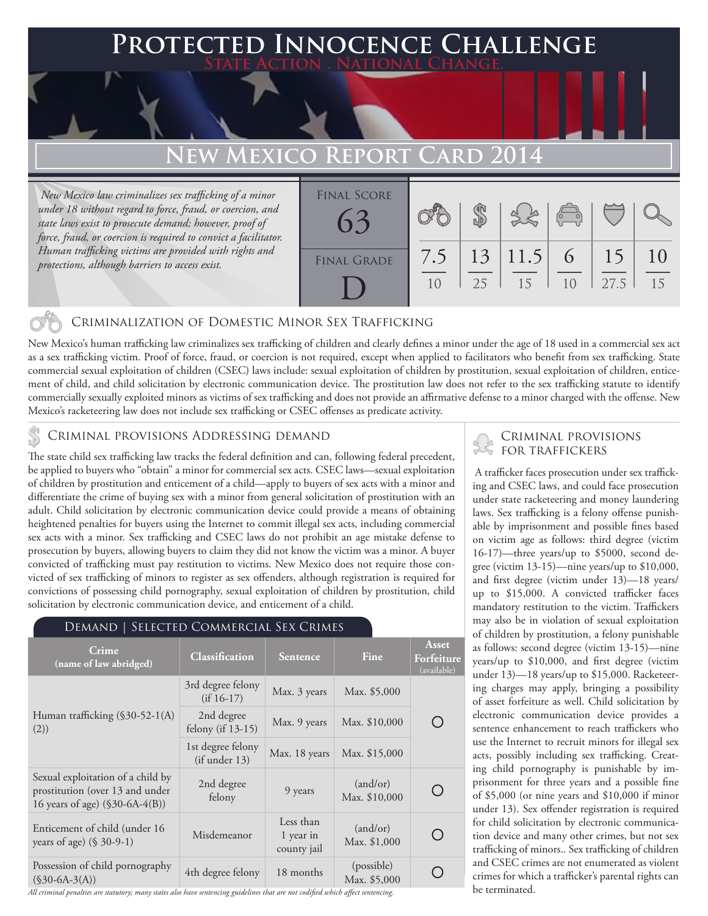# Protected Innocence Challenge

**State Action . National Change.**

## New Mexico Report Card 2014

*New Mexico law criminalizes sex trafficking of a minor under 18 without regard to force, fraud, or coercion, and state laws exist to prosecute demand; however, proof of force, fraud, or coercion is required to convict a facilitator. Human trafficking victims are provided with rights and protections, although barriers to access exist.*

| Final Score | Final Grade |
|---|---|
| 63 | D |

| Criminalization of Domestic Minor Sex Trafficking | Criminal Provisions Addressing Demand | Criminal Provisions for Traffickers | Criminal Provisions for Facilitators | Protective Provisions for the Child Victims | Criminal Justice Tools for Investigation and Prosecution |
|---|---|---|---|---|---|
| 7.5/10 | 13/25 | 11.5/15 | 6/10 | 15/27.5 | 10/15 |

### Criminalization of Domestic Minor Sex Trafficking

New Mexico's human trafficking law criminalizes sex trafficking of children and clearly defines a minor under the age of 18 used in a commercial sex act as a sex trafficking victim. Proof of force, fraud, or coercion is not required, except when applied to facilitators who benefit from sex trafficking. State commercial sexual exploitation of children (CSEC) laws include: sexual exploitation of children by prostitution, sexual exploitation of children, enticement of child, and child solicitation by electronic communication device. The prostitution law does not refer to the sex trafficking statute to identify commercially sexually exploited minors as victims of sex trafficking and does not provide an affirmative defense to a minor charged with the offense. New Mexico's racketeering law does not include sex trafficking or CSEC offenses as predicate activity.

### Criminal provisions Addressing demand

The state child sex trafficking law tracks the federal definition and can, following federal precedent, be applied to buyers who "obtain" a minor for commercial sex acts. CSEC laws—sexual exploitation of children by prostitution and enticement of a child—apply to buyers of sex acts with a minor and differentiate the crime of buying sex with a minor from general solicitation of prostitution with an adult. Child solicitation by electronic communication device could provide a means of obtaining heightened penalties for buyers using the Internet to commit illegal sex acts, including commercial sex acts with a minor. Sex trafficking and CSEC laws do not prohibit an age mistake defense to prosecution by buyers, allowing buyers to claim they did not know the victim was a minor. A buyer convicted of trafficking must pay restitution to victims. New Mexico does not require those convicted of sex trafficking of minors to register as sex offenders, although registration is required for convictions of possessing child pornography, sexual exploitation of children by prostitution, child solicitation by electronic communication device, and enticement of a child.

#### Demand | Selected Commercial Sex Crimes

| Crime (name of law abridged) | Classification | Sentence | Fine | Asset Forfeiture (available) |
|---|---|---|---|---|
| Human trafficking (§30-52-1(A)(2)) | 3rd degree felony (if 16-17) | Max. 3 years | Max. $5,000 | ○ |
| | 2nd degree felony (if 13-15) | Max. 9 years | Max. $10,000 | |
| | 1st degree felony (if under 13) | Max. 18 years | Max. $15,000 | |
| Sexual exploitation of a child by prostitution (over 13 and under 16 years of age) (§30-6A-4(B)) | 2nd degree felony | 9 years | (and/or) Max. $10,000 | ○ |
| Enticement of child (under 16 years of age) (§ 30-9-1) | Misdemeanor | Less than 1 year in county jail | (and/or) Max. $1,000 | ○ |
| Possession of child pornography (§30-6A-3(A)) | 4th degree felony | 18 months | (possible) Max. $5,000 | ○ |

*All criminal penalties are statutory; many states also have sentencing guidelines that are not codified which affect sentencing.*

### Criminal provisions for traffickers

A trafficker faces prosecution under sex trafficking and CSEC laws, and could face prosecution under state racketeering and money laundering laws. Sex trafficking is a felony offense punishable by imprisonment and possible fines based on victim age as follows: third degree (victim 16-17)—three years/up to $5000, second degree (victim 13-15)—nine years/up to $10,000, and first degree (victim under 13)—18 years/up to $15,000. A convicted trafficker faces mandatory restitution to the victim. Traffickers may also be in violation of sexual exploitation of children by prostitution, a felony punishable as follows: second degree (victim 13-15)—nine years/up to $10,000, and first degree (victim under 13)—18 years/up to $15,000. Racketeering charges may apply, bringing a possibility of asset forfeiture as well. Child solicitation by electronic communication device provides a sentence enhancement to reach traffickers who use the Internet to recruit minors for illegal sex acts, possibly including sex trafficking. Creating child pornography is punishable by imprisonment for three years and a possible fine of $5,000 (or nine years and $10,000 if minor under 13). Sex offender registration is required for child solicitation by electronic communication device and many other crimes, but not sex trafficking of minors.. Sex trafficking of children and CSEC crimes are not enumerated as violent crimes for which a trafficker's parental rights can be terminated.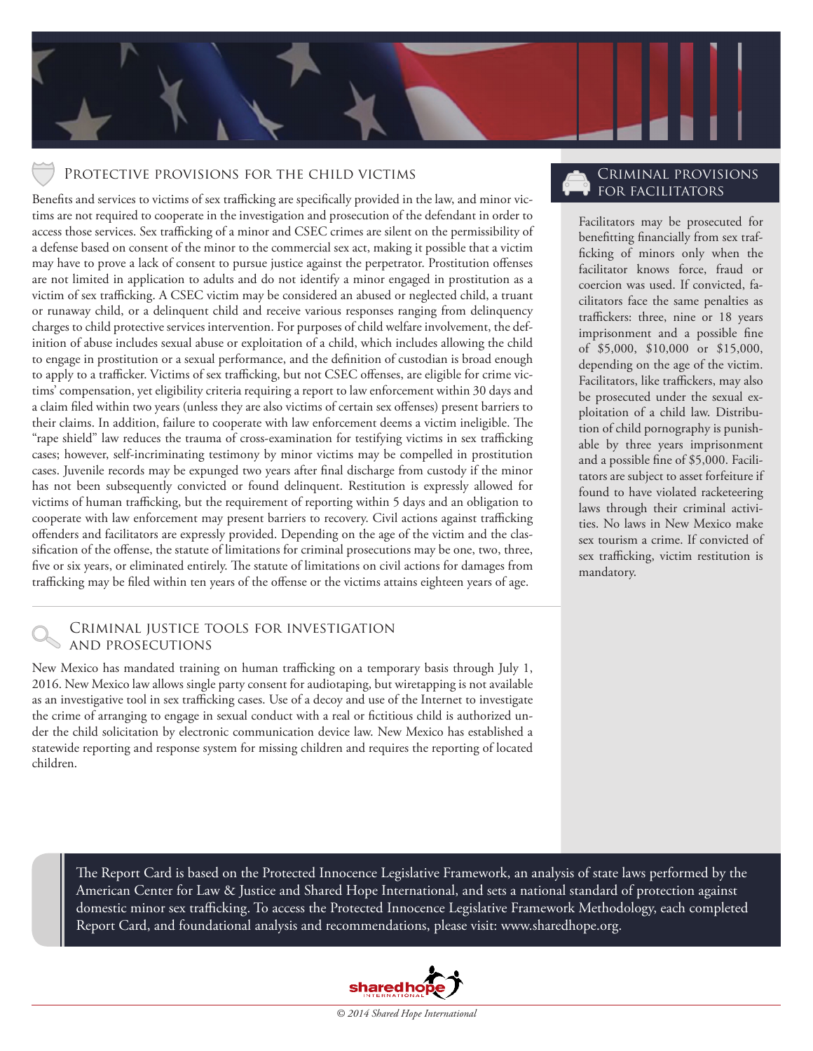## Protective provisions for the child victims

Benefits and services to victims of sex trafficking are specifically provided in the law, and minor victims are not required to cooperate in the investigation and prosecution of the defendant in order to access those services. Sex trafficking of a minor and CSEC crimes are silent on the permissibility of a defense based on consent of the minor to the commercial sex act, making it possible that a victim may have to prove a lack of consent to pursue justice against the perpetrator. Prostitution offenses are not limited in application to adults and do not identify a minor engaged in prostitution as a victim of sex trafficking. A CSEC victim may be considered an abused or neglected child, a truant or runaway child, or a delinquent child and receive various responses ranging from delinquency charges to child protective services intervention. For purposes of child welfare involvement, the definition of abuse includes sexual abuse or exploitation of a child, which includes allowing the child to engage in prostitution or a sexual performance, and the definition of custodian is broad enough to apply to a trafficker. Victims of sex trafficking, but not CSEC offenses, are eligible for crime victims' compensation, yet eligibility criteria requiring a report to law enforcement within 30 days and a claim filed within two years (unless they are also victims of certain sex offenses) present barriers to their claims. In addition, failure to cooperate with law enforcement deems a victim ineligible. The "rape shield" law reduces the trauma of cross-examination for testifying victims in sex trafficking cases; however, self-incriminating testimony by minor victims may be compelled in prostitution cases. Juvenile records may be expunged two years after final discharge from custody if the minor has not been subsequently convicted or found delinquent. Restitution is expressly allowed for victims of human trafficking, but the requirement of reporting within 5 days and an obligation to cooperate with law enforcement may present barriers to recovery. Civil actions against trafficking offenders and facilitators are expressly provided. Depending on the age of the victim and the classification of the offense, the statute of limitations for criminal prosecutions may be one, two, three, five or six years, or eliminated entirely. The statute of limitations on civil actions for damages from trafficking may be filed within ten years of the offense or the victims attains eighteen years of age.

## Criminal justice tools for investigation and prosecutions

New Mexico has mandated training on human trafficking on a temporary basis through July 1, 2016. New Mexico law allows single party consent for audiotaping, but wiretapping is not available as an investigative tool in sex trafficking cases. Use of a decoy and use of the Internet to investigate the crime of arranging to engage in sexual conduct with a real or fictitious child is authorized under the child solicitation by electronic communication device law. New Mexico has established a statewide reporting and response system for missing children and requires the reporting of located children.

## Criminal provisions for facilitators

Facilitators may be prosecuted for benefitting financially from sex trafficking of minors only when the facilitator knows force, fraud or coercion was used. If convicted, facilitators face the same penalties as traffickers: three, nine or 18 years imprisonment and a possible fine of $5,000, $10,000 or $15,000, depending on the age of the victim. Facilitators, like traffickers, may also be prosecuted under the sexual exploitation of a child law. Distribution of child pornography is punishable by three years imprisonment and a possible fine of $5,000. Facilitators are subject to asset forfeiture if found to have violated racketeering laws through their criminal activities. No laws in New Mexico make sex tourism a crime. If convicted of sex trafficking, victim restitution is mandatory.

The Report Card is based on the Protected Innocence Legislative Framework, an analysis of state laws performed by the American Center for Law & Justice and Shared Hope International, and sets a national standard of protection against domestic minor sex trafficking. To access the Protected Innocence Legislative Framework Methodology, each completed Report Card, and foundational analysis and recommendations, please visit: www.sharedhope.org.

sharedhope INTERNATIONAL

*© 2014 Shared Hope International*